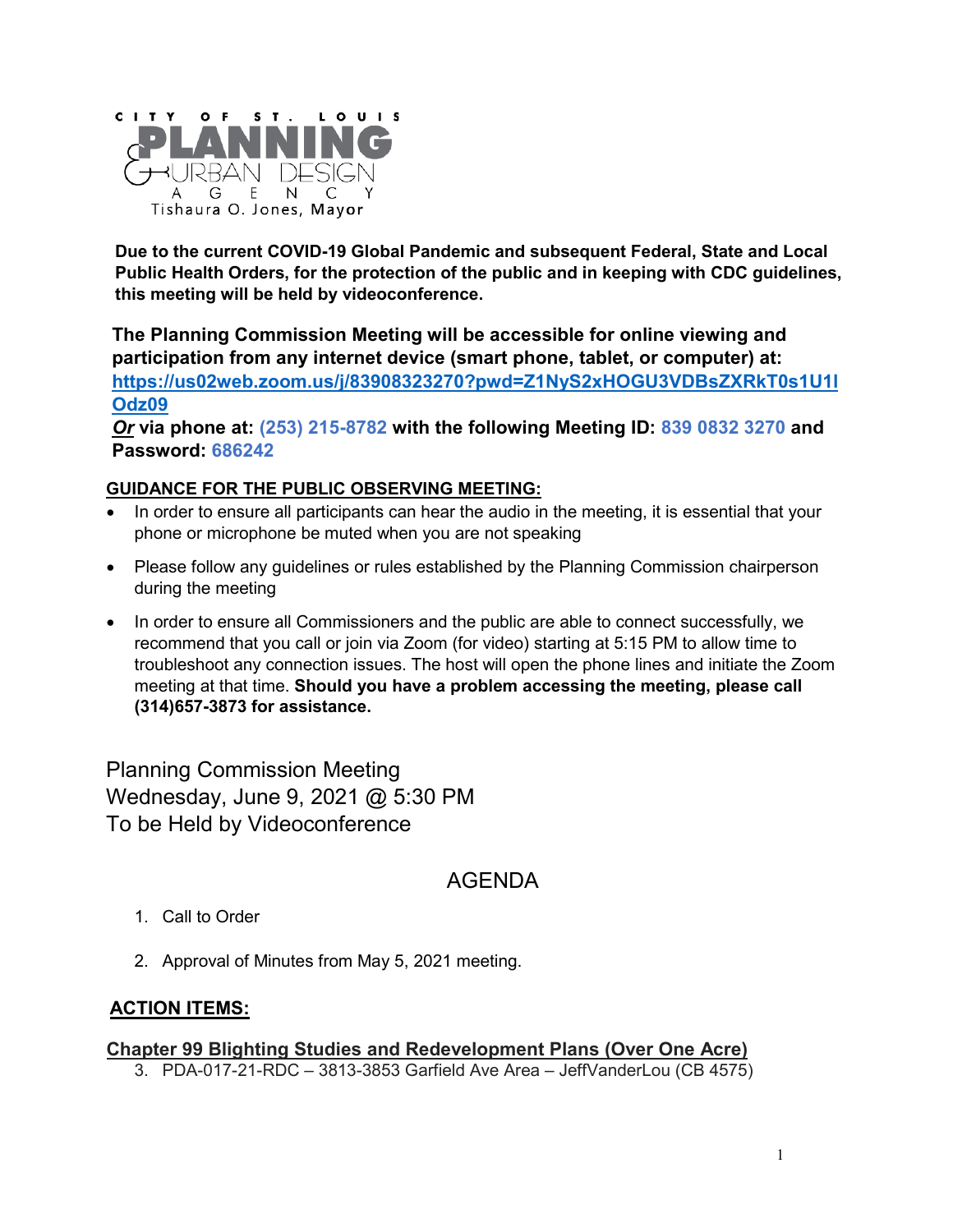CITY OF ST. LOUIS

PLANNING & URBAN DESIGN AGENCY

Tishaura O. Jones, Mayor

**Due to the current COVID-19 Global Pandemic and subsequent Federal, State and Local Public Health Orders, for the protection of the public and in keeping with CDC guidelines, this meeting will be held by videoconference.**

**The Planning Commission Meeting will be accessible for online viewing and participation from any internet device (smart phone, tablet, or computer) at: https://us02web.zoom.us/j/83908323270?pwd=Z1NyS2xHOGU3VDBsZXRkT0s1U1lOdz09**

***Or* via phone at: (253) 215-8782 with the following Meeting ID: 839 0832 3270 and Password: 686242**

## GUIDANCE FOR THE PUBLIC OBSERVING MEETING:

- In order to ensure all participants can hear the audio in the meeting, it is essential that your phone or microphone be muted when you are not speaking
- Please follow any guidelines or rules established by the Planning Commission chairperson during the meeting
- In order to ensure all Commissioners and the public are able to connect successfully, we recommend that you call or join via Zoom (for video) starting at 5:15 PM to allow time to troubleshoot any connection issues. The host will open the phone lines and initiate the Zoom meeting at that time. **Should you have a problem accessing the meeting, please call (314)657-3873 for assistance.**

Planning Commission Meeting
Wednesday, June 9, 2021 @ 5:30 PM
To be Held by Videoconference

# AGENDA

1. Call to Order
2. Approval of Minutes from May 5, 2021 meeting.

## ACTION ITEMS:

### Chapter 99 Blighting Studies and Redevelopment Plans (Over One Acre)

3. PDA-017-21-RDC – 3813-3853 Garfield Ave Area – JeffVanderLou (CB 4575)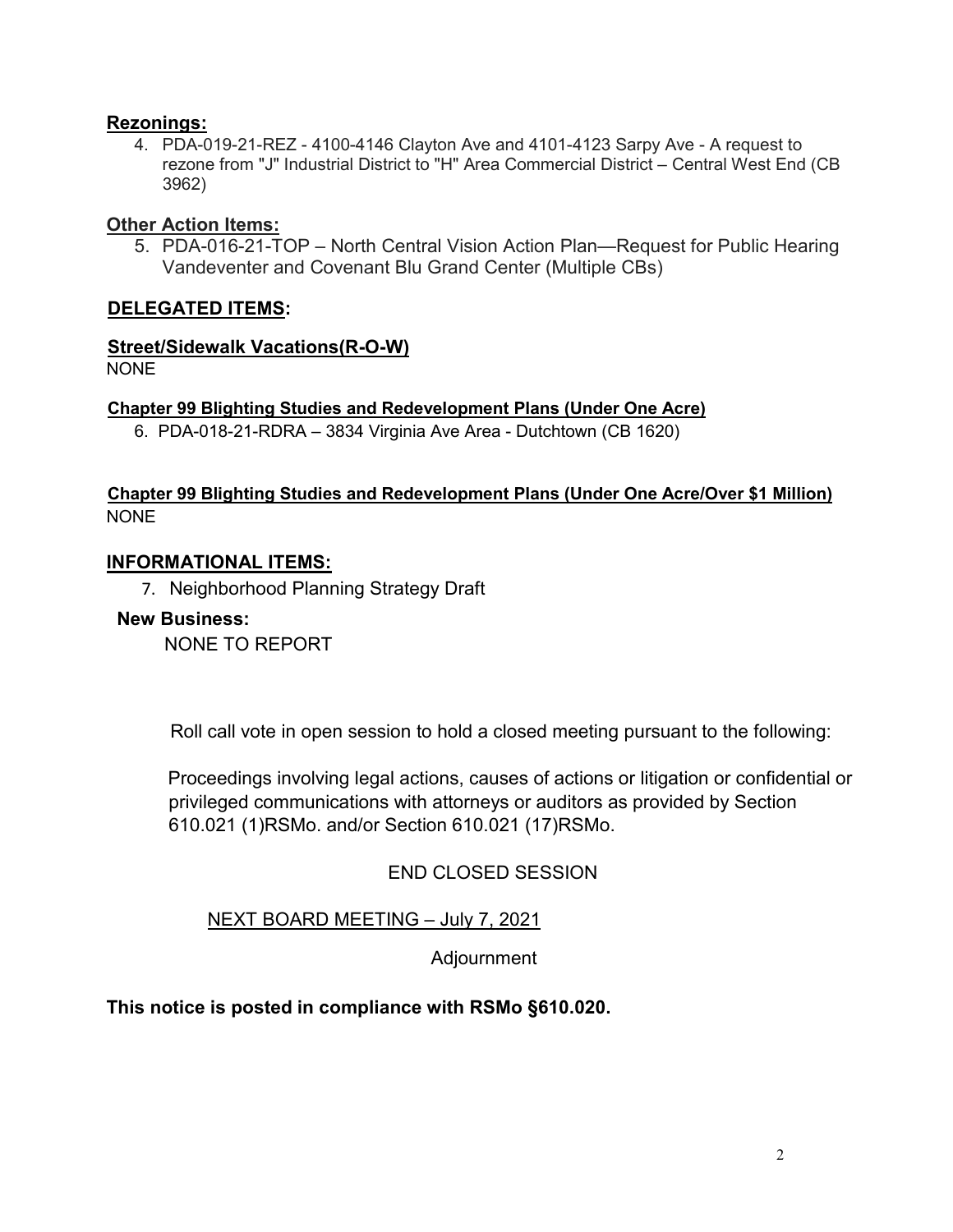**Rezonings:**

4. PDA-019-21-REZ - 4100-4146 Clayton Ave and 4101-4123 Sarpy Ave - A request to rezone from "J" Industrial District to "H" Area Commercial District – Central West End (CB 3962)

**Other Action Items:**

5. PDA-016-21-TOP – North Central Vision Action Plan—Request for Public Hearing Vandeventer and Covenant Blu Grand Center (Multiple CBs)

## DELEGATED ITEMS:

**Street/Sidewalk Vacations(R-O-W)**

NONE

**Chapter 99 Blighting Studies and Redevelopment Plans (Under One Acre)**

6. PDA-018-21-RDRA – 3834 Virginia Ave Area - Dutchtown (CB 1620)

**Chapter 99 Blighting Studies and Redevelopment Plans (Under One Acre/Over $1 Million)**

NONE

## INFORMATIONAL ITEMS:

7. Neighborhood Planning Strategy Draft

**New Business:**

NONE TO REPORT

Roll call vote in open session to hold a closed meeting pursuant to the following:

Proceedings involving legal actions, causes of actions or litigation or confidential or privileged communications with attorneys or auditors as provided by Section 610.021 (1)RSMo. and/or Section 610.021 (17)RSMo.

END CLOSED SESSION

NEXT BOARD MEETING – July 7, 2021

Adjournment

**This notice is posted in compliance with RSMo §610.020.**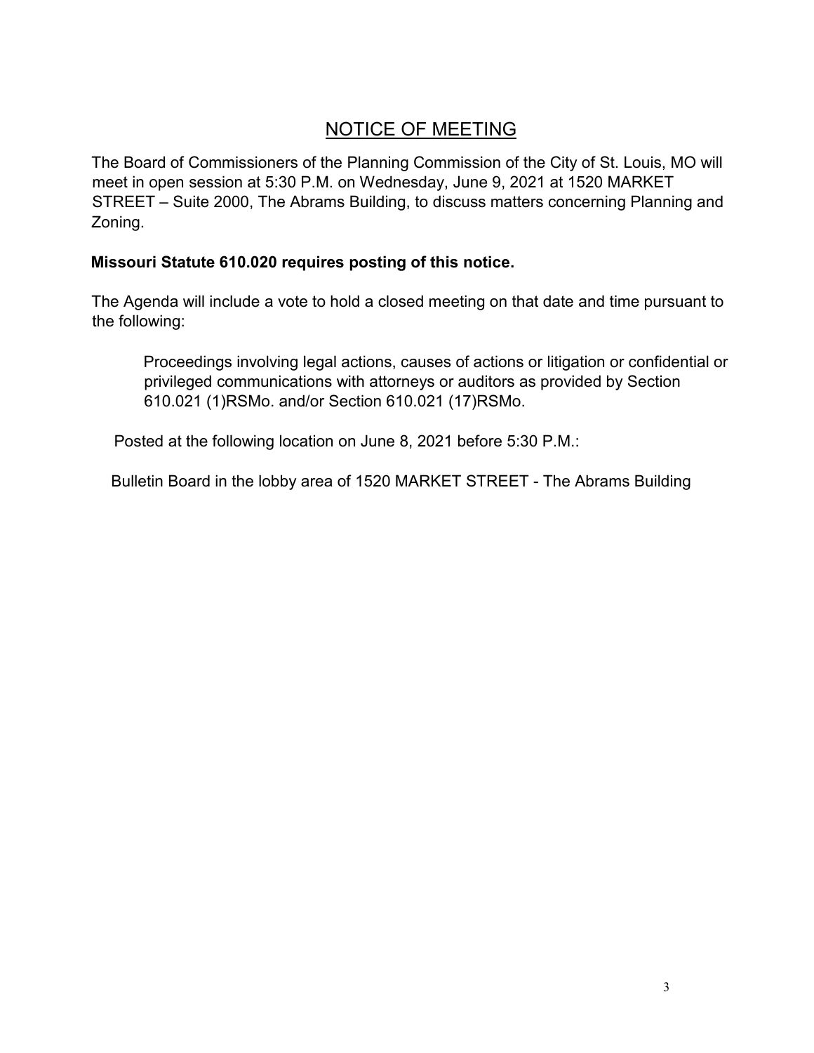# NOTICE OF MEETING

The Board of Commissioners of the Planning Commission of the City of St. Louis, MO will meet in open session at 5:30 P.M. on Wednesday, June 9, 2021 at 1520 MARKET STREET – Suite 2000, The Abrams Building, to discuss matters concerning Planning and Zoning.

**Missouri Statute 610.020 requires posting of this notice.**

The Agenda will include a vote to hold a closed meeting on that date and time pursuant to the following:

> Proceedings involving legal actions, causes of actions or litigation or confidential or privileged communications with attorneys or auditors as provided by Section 610.021 (1)RSMo. and/or Section 610.021 (17)RSMo.

Posted at the following location on June 8, 2021 before 5:30 P.M.:

Bulletin Board in the lobby area of 1520 MARKET STREET - The Abrams Building